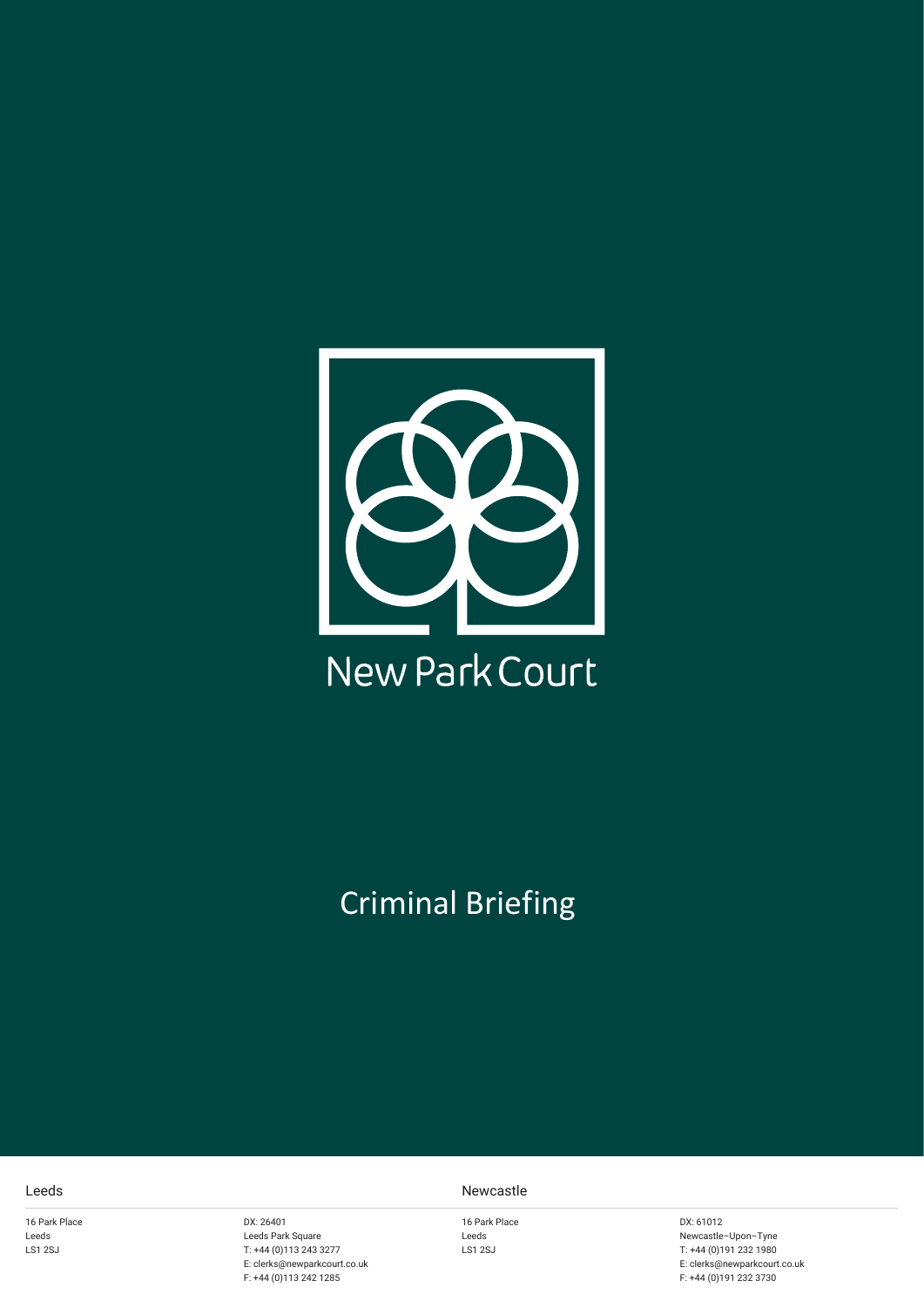New Park Court

# Criminal Briefing

**Leeds**

16 Park Place
Leeds
LS1 2SJ

DX: 26401
Leeds Park Square
T: +44 (0)113 243 3277
E: clerks@newparkcourt.co.uk
F: +44 (0)113 242 1285

**Newcastle**

16 Park Place
Leeds
LS1 2SJ

DX: 61012
Newcastle–Upon–Tyne
T: +44 (0)191 232 1980
E: clerks@newparkcourt.co.uk
F: +44 (0)191 232 3730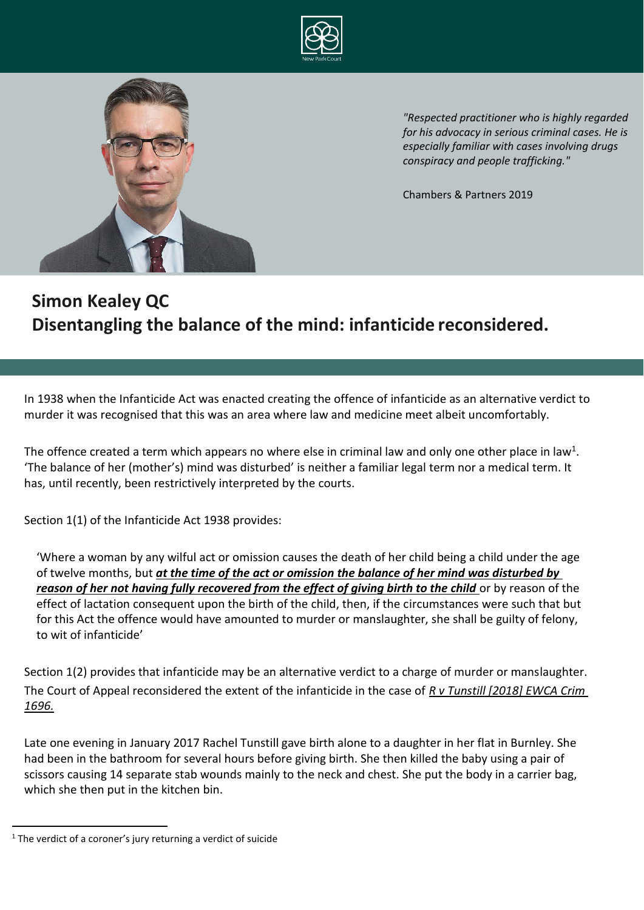"Respected practitioner who is highly regarded for his advocacy in serious criminal cases. He is especially familiar with cases involving drugs conspiracy and people trafficking."

Chambers & Partners 2019

# Simon Kealey QC
# Disentangling the balance of the mind: infanticide reconsidered.

In 1938 when the Infanticide Act was enacted creating the offence of infanticide as an alternative verdict to murder it was recognised that this was an area where law and medicine meet albeit uncomfortably.

The offence created a term which appears no where else in criminal law and only one other place in law[1]. 'The balance of her (mother's) mind was disturbed' is neither a familiar legal term nor a medical term. It has, until recently, been restrictively interpreted by the courts.

Section 1(1) of the Infanticide Act 1938 provides:

> 'Where a woman by any wilful act or omission causes the death of her child being a child under the age of twelve months, but ***at the time of the act or omission the balance of her mind was disturbed by reason of her not having fully recovered from the effect of giving birth to the child*** or by reason of the effect of lactation consequent upon the birth of the child, then, if the circumstances were such that but for this Act the offence would have amounted to murder or manslaughter, she shall be guilty of felony, to wit of infanticide'

Section 1(2) provides that infanticide may be an alternative verdict to a charge of murder or manslaughter. The Court of Appeal reconsidered the extent of the infanticide in the case of *R v Tunstill [2018] EWCA Crim 1696.*

Late one evening in January 2017 Rachel Tunstill gave birth alone to a daughter in her flat in Burnley. She had been in the bathroom for several hours before giving birth. She then killed the baby using a pair of scissors causing 14 separate stab wounds mainly to the neck and chest. She put the body in a carrier bag, which she then put in the kitchen bin.

[1] The verdict of a coroner's jury returning a verdict of suicide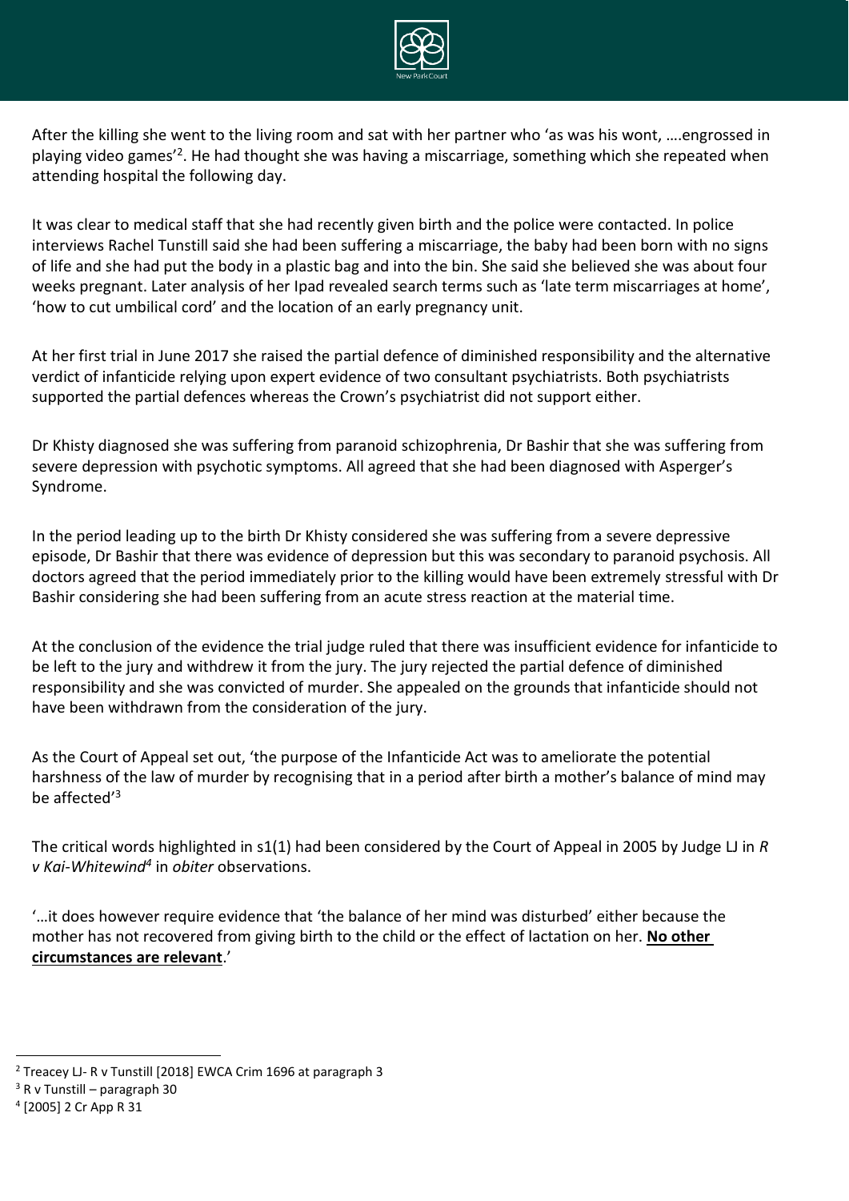After the killing she went to the living room and sat with her partner who 'as was his wont, ….engrossed in playing video games'[2]. He had thought she was having a miscarriage, something which she repeated when attending hospital the following day.

It was clear to medical staff that she had recently given birth and the police were contacted. In police interviews Rachel Tunstill said she had been suffering a miscarriage, the baby had been born with no signs of life and she had put the body in a plastic bag and into the bin. She said she believed she was about four weeks pregnant. Later analysis of her Ipad revealed search terms such as 'late term miscarriages at home', 'how to cut umbilical cord' and the location of an early pregnancy unit.

At her first trial in June 2017 she raised the partial defence of diminished responsibility and the alternative verdict of infanticide relying upon expert evidence of two consultant psychiatrists. Both psychiatrists supported the partial defences whereas the Crown's psychiatrist did not support either.

Dr Khisty diagnosed she was suffering from paranoid schizophrenia, Dr Bashir that she was suffering from severe depression with psychotic symptoms. All agreed that she had been diagnosed with Asperger's Syndrome.

In the period leading up to the birth Dr Khisty considered she was suffering from a severe depressive episode, Dr Bashir that there was evidence of depression but this was secondary to paranoid psychosis. All doctors agreed that the period immediately prior to the killing would have been extremely stressful with Dr Bashir considering she had been suffering from an acute stress reaction at the material time.

At the conclusion of the evidence the trial judge ruled that there was insufficient evidence for infanticide to be left to the jury and withdrew it from the jury. The jury rejected the partial defence of diminished responsibility and she was convicted of murder. She appealed on the grounds that infanticide should not have been withdrawn from the consideration of the jury.

As the Court of Appeal set out, 'the purpose of the Infanticide Act was to ameliorate the potential harshness of the law of murder by recognising that in a period after birth a mother's balance of mind may be affected'[3]

The critical words highlighted in s1(1) had been considered by the Court of Appeal in 2005 by Judge LJ in *R v Kai-Whitewind*[4] in *obiter* observations.

'…it does however require evidence that 'the balance of her mind was disturbed' either because the mother has not recovered from giving birth to the child or the effect of lactation on her. **No other circumstances are relevant**.'

---

[2] Treacey LJ- R v Tunstill [2018] EWCA Crim 1696 at paragraph 3

[3] R v Tunstill – paragraph 30

[4] [2005] 2 Cr App R 31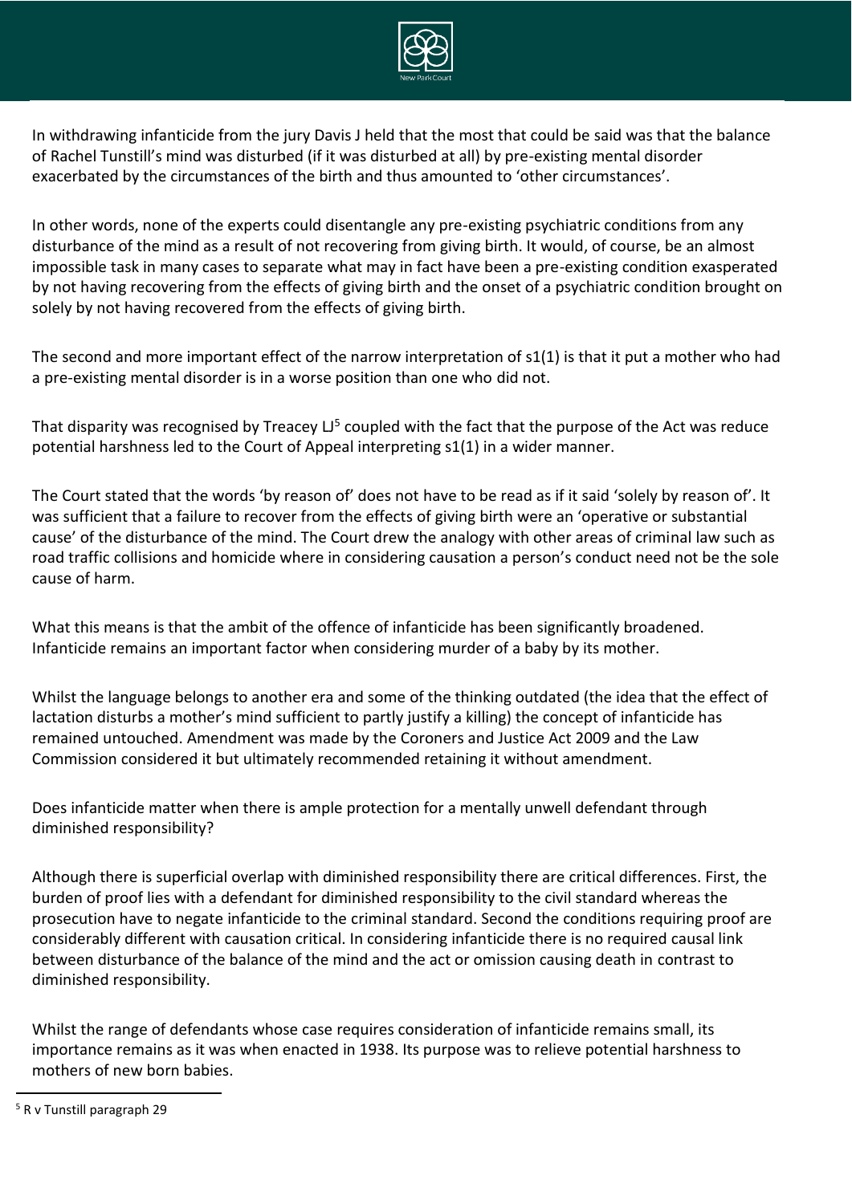In withdrawing infanticide from the jury Davis J held that the most that could be said was that the balance of Rachel Tunstill's mind was disturbed (if it was disturbed at all) by pre-existing mental disorder exacerbated by the circumstances of the birth and thus amounted to 'other circumstances'.

In other words, none of the experts could disentangle any pre-existing psychiatric conditions from any disturbance of the mind as a result of not recovering from giving birth. It would, of course, be an almost impossible task in many cases to separate what may in fact have been a pre-existing condition exasperated by not having recovering from the effects of giving birth and the onset of a psychiatric condition brought on solely by not having recovered from the effects of giving birth.

The second and more important effect of the narrow interpretation of s1(1) is that it put a mother who had a pre-existing mental disorder is in a worse position than one who did not.

That disparity was recognised by Treacey LJ[5] coupled with the fact that the purpose of the Act was reduce potential harshness led to the Court of Appeal interpreting s1(1) in a wider manner.

The Court stated that the words 'by reason of' does not have to be read as if it said 'solely by reason of'. It was sufficient that a failure to recover from the effects of giving birth were an 'operative or substantial cause' of the disturbance of the mind. The Court drew the analogy with other areas of criminal law such as road traffic collisions and homicide where in considering causation a person's conduct need not be the sole cause of harm.

What this means is that the ambit of the offence of infanticide has been significantly broadened. Infanticide remains an important factor when considering murder of a baby by its mother.

Whilst the language belongs to another era and some of the thinking outdated (the idea that the effect of lactation disturbs a mother's mind sufficient to partly justify a killing) the concept of infanticide has remained untouched. Amendment was made by the Coroners and Justice Act 2009 and the Law Commission considered it but ultimately recommended retaining it without amendment.

Does infanticide matter when there is ample protection for a mentally unwell defendant through diminished responsibility?

Although there is superficial overlap with diminished responsibility there are critical differences. First, the burden of proof lies with a defendant for diminished responsibility to the civil standard whereas the prosecution have to negate infanticide to the criminal standard. Second the conditions requiring proof are considerably different with causation critical. In considering infanticide there is no required causal link between disturbance of the balance of the mind and the act or omission causing death in contrast to diminished responsibility.

Whilst the range of defendants whose case requires consideration of infanticide remains small, its importance remains as it was when enacted in 1938. Its purpose was to relieve potential harshness to mothers of new born babies.

---

[5] R v Tunstill paragraph 29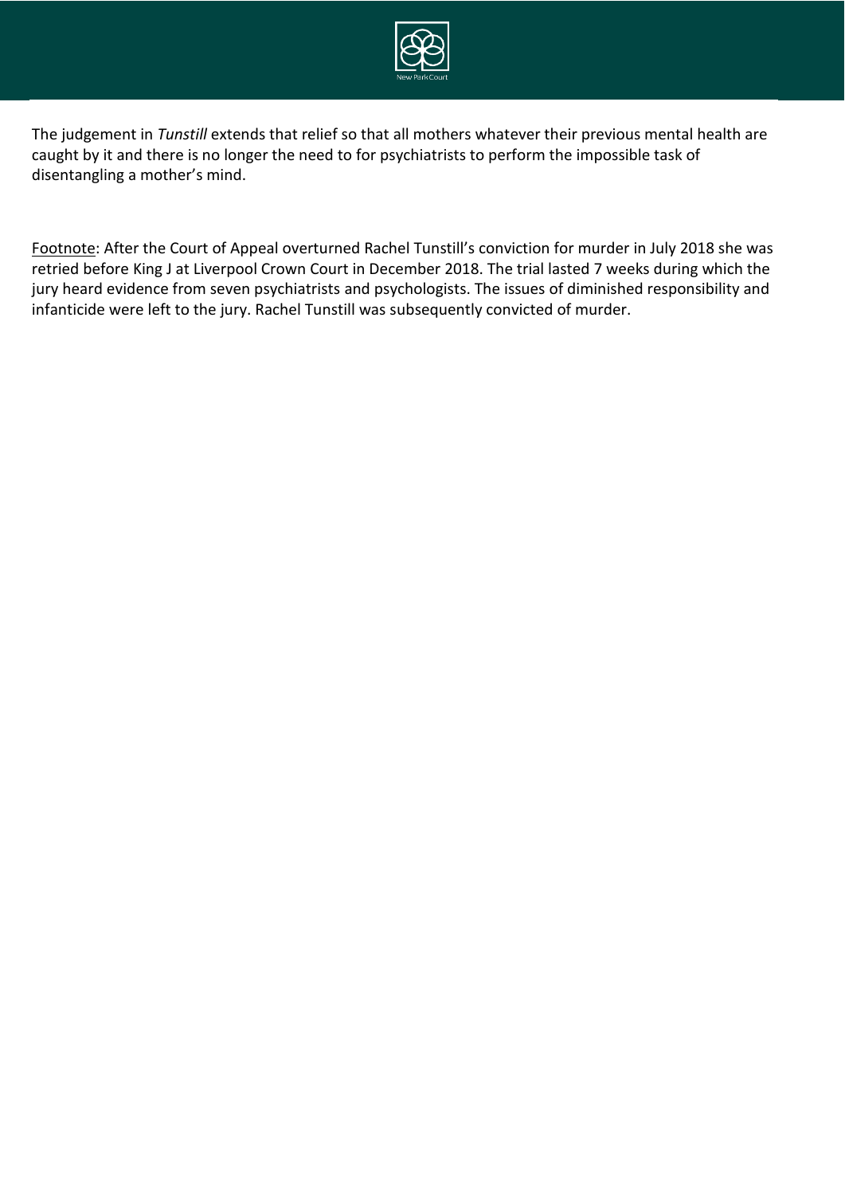The judgement in *Tunstill* extends that relief so that all mothers whatever their previous mental health are caught by it and there is no longer the need to for psychiatrists to perform the impossible task of disentangling a mother's mind.

<u>Footnote</u>: After the Court of Appeal overturned Rachel Tunstill's conviction for murder in July 2018 she was retried before King J at Liverpool Crown Court in December 2018. The trial lasted 7 weeks during which the jury heard evidence from seven psychiatrists and psychologists. The issues of diminished responsibility and infanticide were left to the jury. Rachel Tunstill was subsequently convicted of murder.